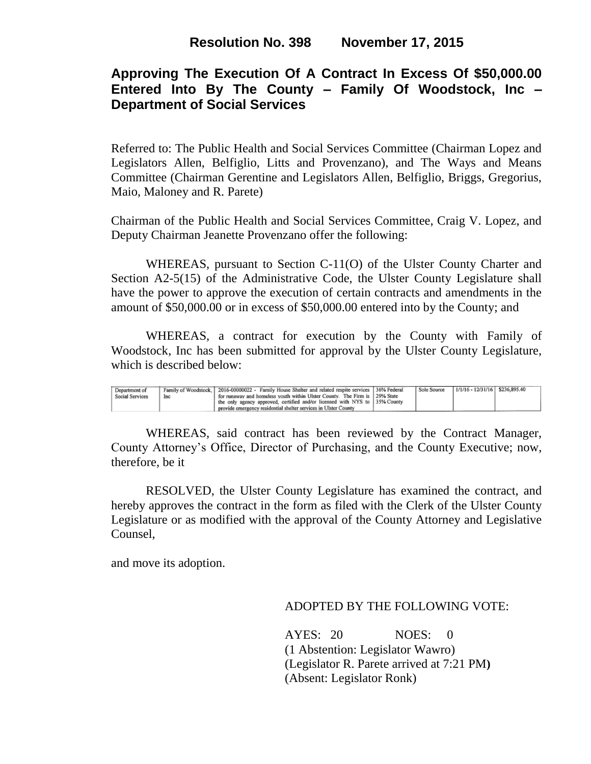**Resolution No. 398 November 17, 2015**

# Approving The Execution Of A Contract In Excess Of $50,000.00 Entered Into By The County – Family Of Woodstock, Inc – Department of Social Services

Referred to: The Public Health and Social Services Committee (Chairman Lopez and Legislators Allen, Belfiglio, Litts and Provenzano), and The Ways and Means Committee (Chairman Gerentine and Legislators Allen, Belfiglio, Briggs, Gregorius, Maio, Maloney and R. Parete)

Chairman of the Public Health and Social Services Committee, Craig V. Lopez, and Deputy Chairman Jeanette Provenzano offer the following:

WHEREAS, pursuant to Section C-11(O) of the Ulster County Charter and Section A2-5(15) of the Administrative Code, the Ulster County Legislature shall have the power to approve the execution of certain contracts and amendments in the amount of $50,000.00 or in excess of $50,000.00 entered into by the County; and

WHEREAS, a contract for execution by the County with Family of Woodstock, Inc has been submitted for approval by the Ulster County Legislature, which is described below:

| | | | | | | |
|---|---|---|---|---|---|---|
| Department of Social Services | Family of Woodstock, Inc | 2016-00000022 - Family House Shelter and related respite services for runaway and homeless youth within Ulster County. The Firm is the only agency approved, certified and/or licensed with NYS to provide emergency residential shelter services in Ulster County | 36% Federal 29% State 35% County | Sole Source | 1/1/16 - 12/31/16 | $236,895.40 |

WHEREAS, said contract has been reviewed by the Contract Manager, County Attorney's Office, Director of Purchasing, and the County Executive; now, therefore, be it

RESOLVED, the Ulster County Legislature has examined the contract, and hereby approves the contract in the form as filed with the Clerk of the Ulster County Legislature or as modified with the approval of the County Attorney and Legislative Counsel,

and move its adoption.

ADOPTED BY THE FOLLOWING VOTE:

AYES: 20 NOES: 0
(1 Abstention: Legislator Wawro)
(Legislator R. Parete arrived at 7:21 PM)
(Absent: Legislator Ronk)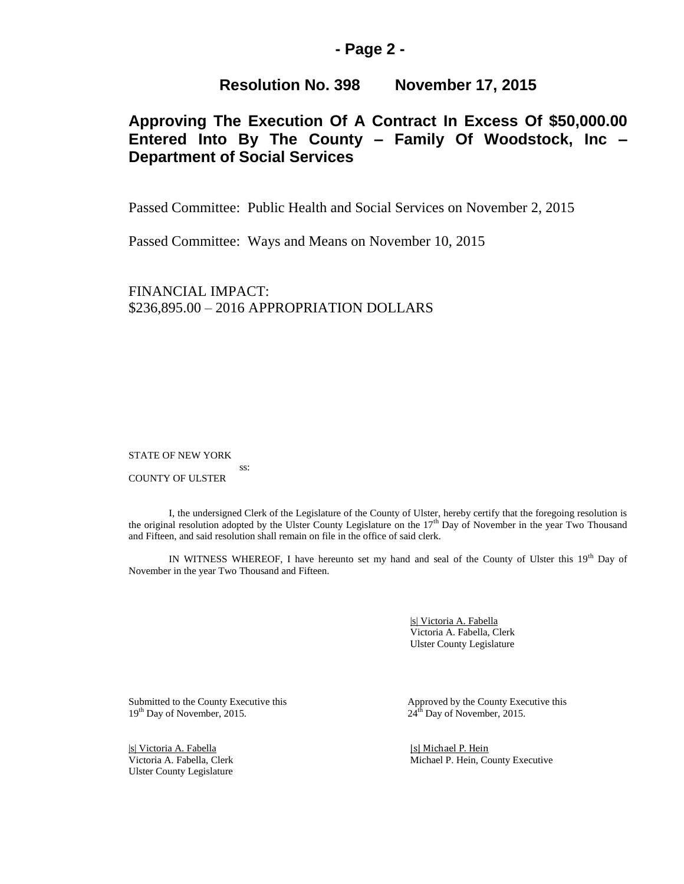## Resolution No. 398 November 17, 2015

## Approving The Execution Of A Contract In Excess Of $50,000.00 Entered Into By The County – Family Of Woodstock, Inc – Department of Social Services

Passed Committee: Public Health and Social Services on November 2, 2015

Passed Committee: Ways and Means on November 10, 2015

FINANCIAL IMPACT:
$236,895.00 – 2016 APPROPRIATION DOLLARS

STATE OF NEW YORK
ss:
COUNTY OF ULSTER

I, the undersigned Clerk of the Legislature of the County of Ulster, hereby certify that the foregoing resolution is the original resolution adopted by the Ulster County Legislature on the 17th Day of November in the year Two Thousand and Fifteen, and said resolution shall remain on file in the office of said clerk.

IN WITNESS WHEREOF, I have hereunto set my hand and seal of the County of Ulster this 19th Day of November in the year Two Thousand and Fifteen.

|s| Victoria A. Fabella
Victoria A. Fabella, Clerk
Ulster County Legislature

Submitted to the County Executive this
19th Day of November, 2015.

|s| Victoria A. Fabella
Victoria A. Fabella, Clerk
Ulster County Legislature

Approved by the County Executive this
24th Day of November, 2015.

|s| Michael P. Hein
Michael P. Hein, County Executive